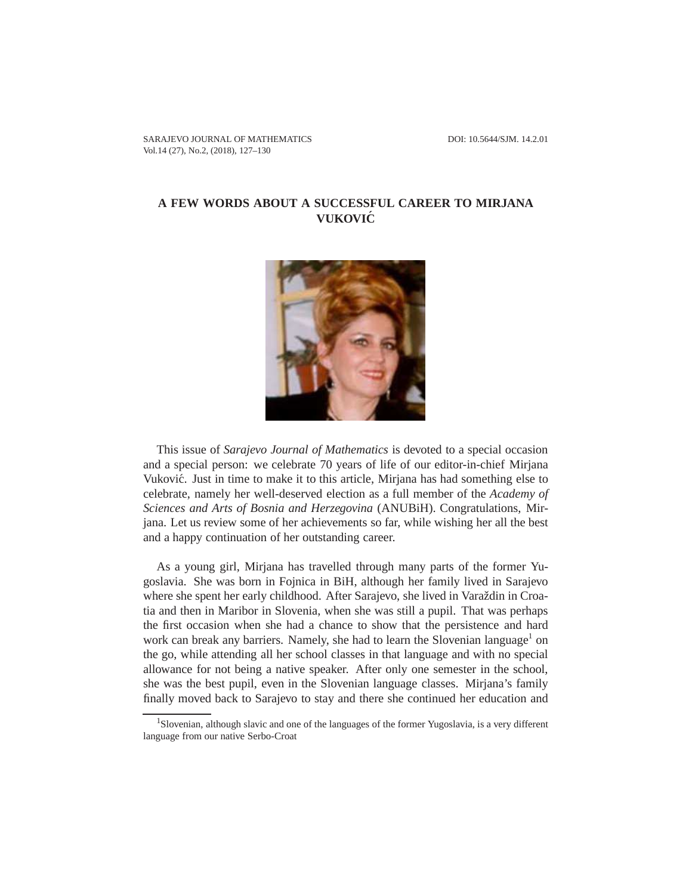# A FEW WORDS ABOUT A SUCCESSFUL CAREER TO MIRJANA VUKOVIĆ

This issue of *Sarajevo Journal of Mathematics* is devoted to a special occasion and a special person: we celebrate 70 years of life of our editor-in-chief Mirjana Vuković. Just in time to make it to this article, Mirjana has had something else to celebrate, namely her well-deserved election as a full member of the *Academy of Sciences and Arts of Bosnia and Herzegovina* (ANUBiH). Congratulations, Mirjana. Let us review some of her achievements so far, while wishing her all the best and a happy continuation of her outstanding career.

As a young girl, Mirjana has travelled through many parts of the former Yugoslavia. She was born in Fojnica in BiH, although her family lived in Sarajevo where she spent her early childhood. After Sarajevo, she lived in Varaždin in Croatia and then in Maribor in Slovenia, when she was still a pupil. That was perhaps the first occasion when she had a chance to show that the persistence and hard work can break any barriers. Namely, she had to learn the Slovenian language[1] on the go, while attending all her school classes in that language and with no special allowance for not being a native speaker. After only one semester in the school, she was the best pupil, even in the Slovenian language classes. Mirjana's family finally moved back to Sarajevo to stay and there she continued her education and

[1] Slovenian, although slavic and one of the languages of the former Yugoslavia, is a very different language from our native Serbo-Croat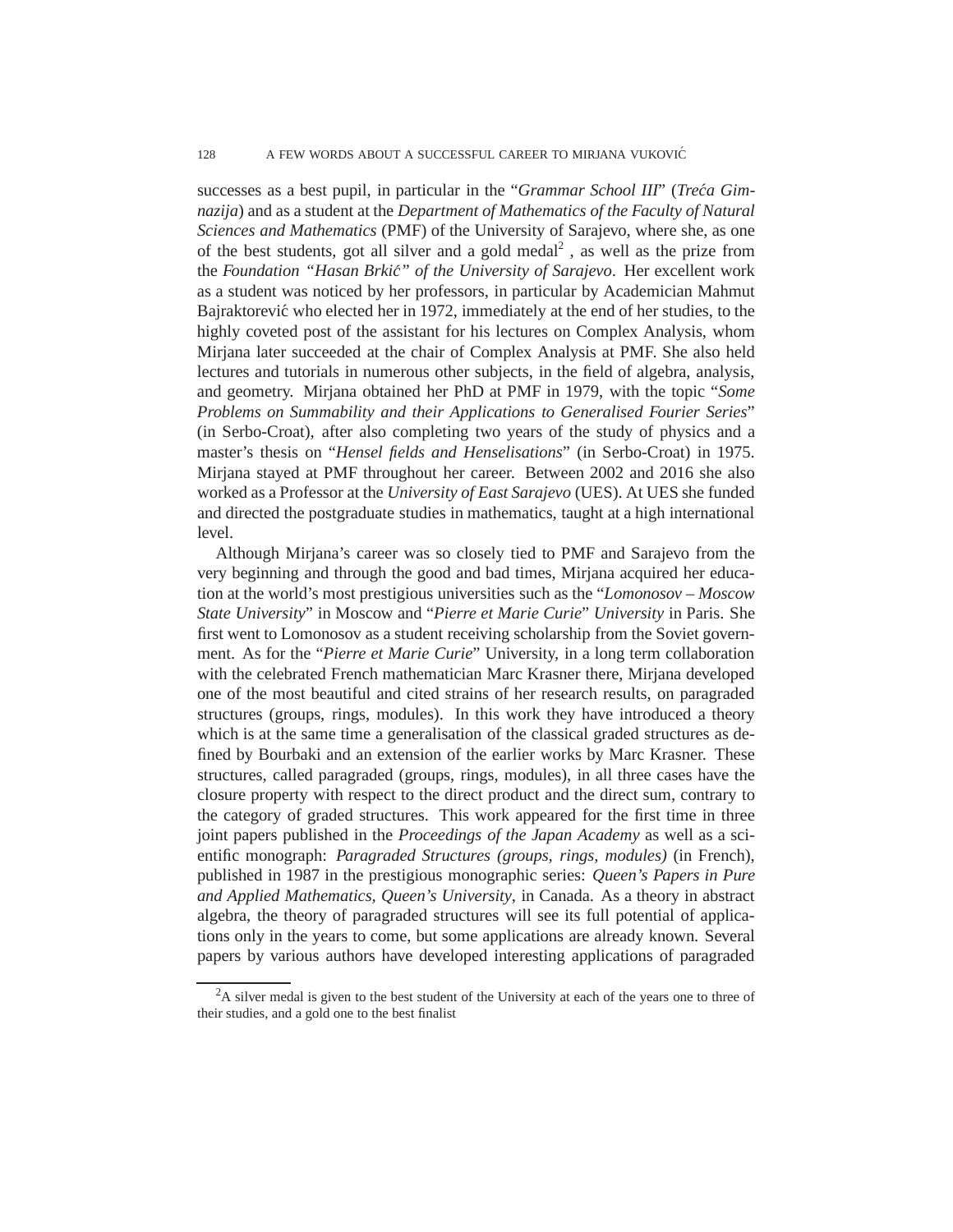successes as a best pupil, in particular in the "*Grammar School III*" (*Treća Gimnazija*) and as a student at the *Department of Mathematics of the Faculty of Natural Sciences and Mathematics* (PMF) of the University of Sarajevo, where she, as one of the best students, got all silver and a gold medal[2] , as well as the prize from the *Foundation "Hasan Brkić" of the University of Sarajevo*. Her excellent work as a student was noticed by her professors, in particular by Academician Mahmut Bajraktorević who elected her in 1972, immediately at the end of her studies, to the highly coveted post of the assistant for his lectures on Complex Analysis, whom Mirjana later succeeded at the chair of Complex Analysis at PMF. She also held lectures and tutorials in numerous other subjects, in the field of algebra, analysis, and geometry. Mirjana obtained her PhD at PMF in 1979, with the topic "*Some Problems on Summability and their Applications to Generalised Fourier Series*" (in Serbo-Croat), after also completing two years of the study of physics and a master's thesis on "*Hensel fields and Henselisations*" (in Serbo-Croat) in 1975. Mirjana stayed at PMF throughout her career. Between 2002 and 2016 she also worked as a Professor at the *University of East Sarajevo* (UES). At UES she funded and directed the postgraduate studies in mathematics, taught at a high international level.

Although Mirjana's career was so closely tied to PMF and Sarajevo from the very beginning and through the good and bad times, Mirjana acquired her education at the world's most prestigious universities such as the "*Lomonosov – Moscow State University*" in Moscow and "*Pierre et Marie Curie*" *University* in Paris. She first went to Lomonosov as a student receiving scholarship from the Soviet government. As for the "*Pierre et Marie Curie*" University, in a long term collaboration with the celebrated French mathematician Marc Krasner there, Mirjana developed one of the most beautiful and cited strains of her research results, on paragraded structures (groups, rings, modules). In this work they have introduced a theory which is at the same time a generalisation of the classical graded structures as defined by Bourbaki and an extension of the earlier works by Marc Krasner. These structures, called paragraded (groups, rings, modules), in all three cases have the closure property with respect to the direct product and the direct sum, contrary to the category of graded structures. This work appeared for the first time in three joint papers published in the *Proceedings of the Japan Academy* as well as a scientific monograph: *Paragraded Structures (groups, rings, modules)* (in French), published in 1987 in the prestigious monographic series: *Queen's Papers in Pure and Applied Mathematics*, *Queen's University*, in Canada. As a theory in abstract algebra, the theory of paragraded structures will see its full potential of applications only in the years to come, but some applications are already known. Several papers by various authors have developed interesting applications of paragraded

[2] A silver medal is given to the best student of the University at each of the years one to three of their studies, and a gold one to the best finalist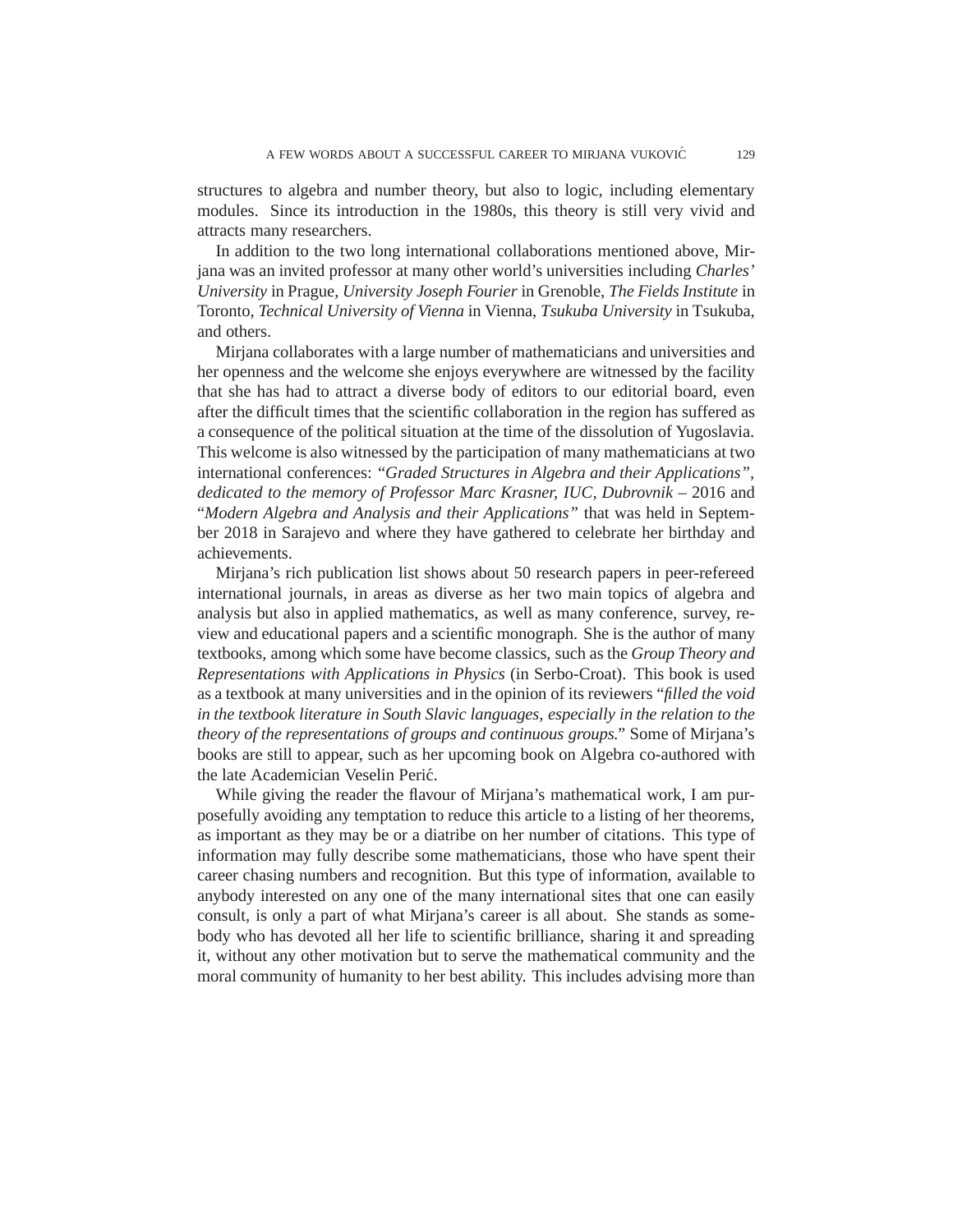structures to algebra and number theory, but also to logic, including elementary modules. Since its introduction in the 1980s, this theory is still very vivid and attracts many researchers.

In addition to the two long international collaborations mentioned above, Mirjana was an invited professor at many other world's universities including *Charles' University* in Prague, *University Joseph Fourier* in Grenoble, *The Fields Institute* in Toronto, *Technical University of Vienna* in Vienna, *Tsukuba University* in Tsukuba, and others.

Mirjana collaborates with a large number of mathematicians and universities and her openness and the welcome she enjoys everywhere are witnessed by the facility that she has had to attract a diverse body of editors to our editorial board, even after the difficult times that the scientific collaboration in the region has suffered as a consequence of the political situation at the time of the dissolution of Yugoslavia. This welcome is also witnessed by the participation of many mathematicians at two international conferences: *"Graded Structures in Algebra and their Applications", dedicated to the memory of Professor Marc Krasner, IUC, Dubrovnik* – 2016 and "*Modern Algebra and Analysis and their Applications"* that was held in September 2018 in Sarajevo and where they have gathered to celebrate her birthday and achievements.

Mirjana's rich publication list shows about 50 research papers in peer-refereed international journals, in areas as diverse as her two main topics of algebra and analysis but also in applied mathematics, as well as many conference, survey, review and educational papers and a scientific monograph. She is the author of many textbooks, among which some have become classics, such as the *Group Theory and Representations with Applications in Physics* (in Serbo-Croat). This book is used as a textbook at many universities and in the opinion of its reviewers "*filled the void in the textbook literature in South Slavic languages, especially in the relation to the theory of the representations of groups and continuous groups.*" Some of Mirjana's books are still to appear, such as her upcoming book on Algebra co-authored with the late Academician Veselin Perić.

While giving the reader the flavour of Mirjana's mathematical work, I am purposefully avoiding any temptation to reduce this article to a listing of her theorems, as important as they may be or a diatribe on her number of citations. This type of information may fully describe some mathematicians, those who have spent their career chasing numbers and recognition. But this type of information, available to anybody interested on any one of the many international sites that one can easily consult, is only a part of what Mirjana's career is all about. She stands as somebody who has devoted all her life to scientific brilliance, sharing it and spreading it, without any other motivation but to serve the mathematical community and the moral community of humanity to her best ability. This includes advising more than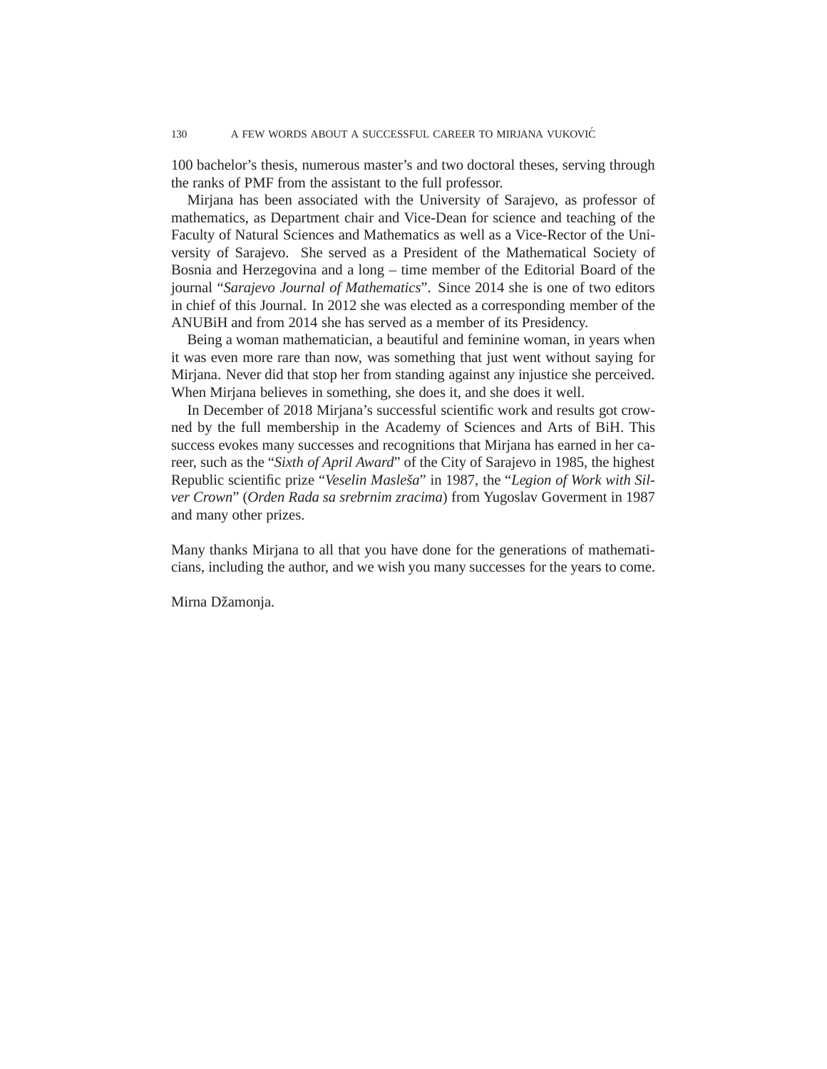100 bachelor's thesis, numerous master's and two doctoral theses, serving through the ranks of PMF from the assistant to the full professor.

Mirjana has been associated with the University of Sarajevo, as professor of mathematics, as Department chair and Vice-Dean for science and teaching of the Faculty of Natural Sciences and Mathematics as well as a Vice-Rector of the University of Sarajevo. She served as a President of the Mathematical Society of Bosnia and Herzegovina and a long – time member of the Editorial Board of the journal "*Sarajevo Journal of Mathematics*". Since 2014 she is one of two editors in chief of this Journal. In 2012 she was elected as a corresponding member of the ANUBiH and from 2014 she has served as a member of its Presidency.

Being a woman mathematician, a beautiful and feminine woman, in years when it was even more rare than now, was something that just went without saying for Mirjana. Never did that stop her from standing against any injustice she perceived. When Mirjana believes in something, she does it, and she does it well.

In December of 2018 Mirjana's successful scientific work and results got crowned by the full membership in the Academy of Sciences and Arts of BiH. This success evokes many successes and recognitions that Mirjana has earned in her career, such as the "*Sixth of April Award*" of the City of Sarajevo in 1985, the highest Republic scientific prize "*Veselin Masleša*" in 1987, the "*Legion of Work with Silver Crown*" (*Orden Rada sa srebrnim zracima*) from Yugoslav Goverment in 1987 and many other prizes.

Many thanks Mirjana to all that you have done for the generations of mathematicians, including the author, and we wish you many successes for the years to come.

Mirna Džamonja.